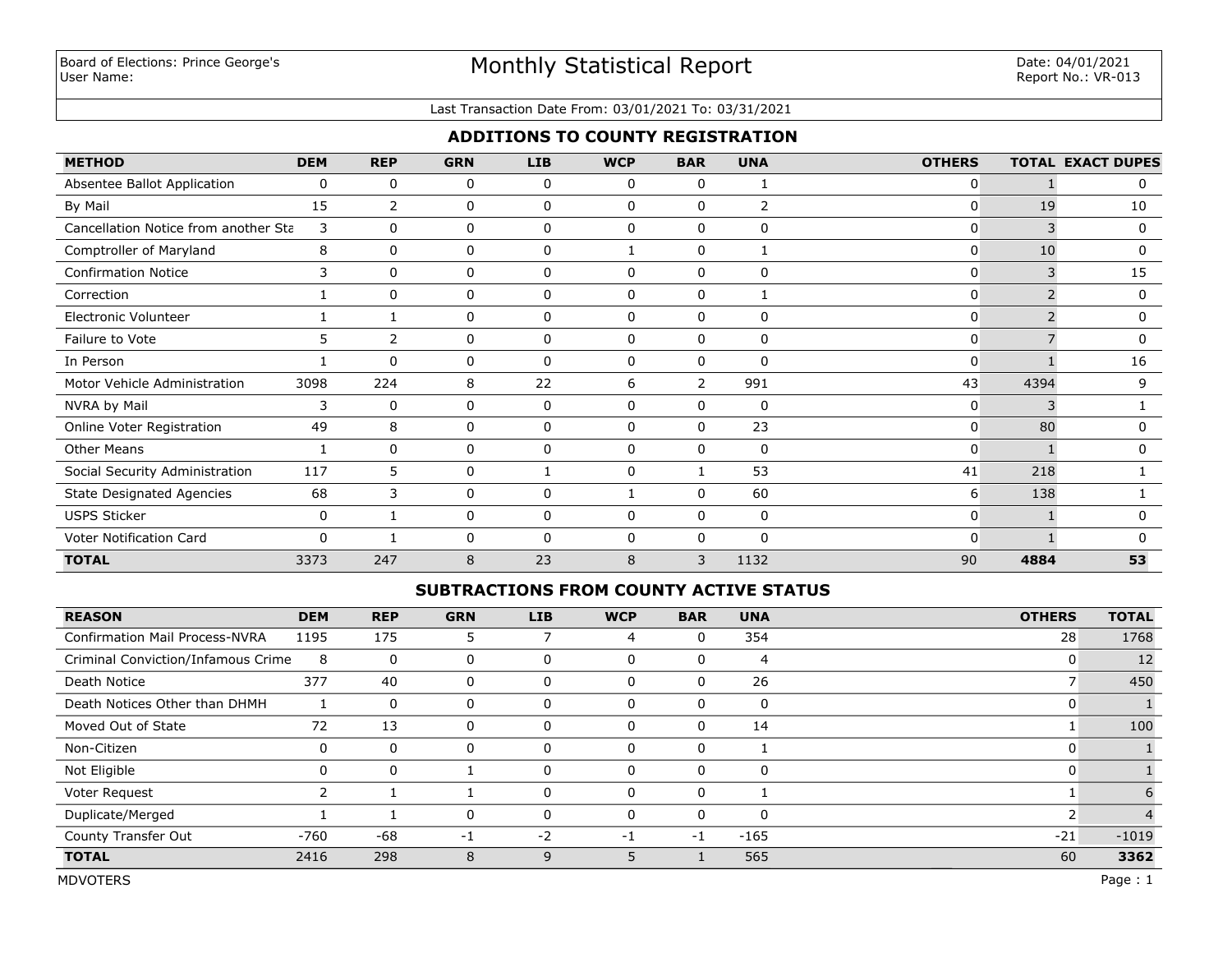Board of Elections: Prince George's
User Name:

# Monthly Statistical Report

Date: 04/01/2021
Report No.: VR-013

Last Transaction Date From: 03/01/2021 To: 03/31/2021

## ADDITIONS TO COUNTY REGISTRATION

| METHOD | DEM | REP | GRN | LIB | WCP | BAR | UNA | OTHERS | TOTAL | EXACT DUPES |
|---|---|---|---|---|---|---|---|---|---|---|
| Absentee Ballot Application | 0 | 0 | 0 | 0 | 0 | 0 | 1 | 0 | 1 | 0 |
| By Mail | 15 | 2 | 0 | 0 | 0 | 0 | 2 | 0 | 19 | 10 |
| Cancellation Notice from another Sta | 3 | 0 | 0 | 0 | 0 | 0 | 0 | 0 | 3 | 0 |
| Comptroller of Maryland | 8 | 0 | 0 | 0 | 1 | 0 | 1 | 0 | 10 | 0 |
| Confirmation Notice | 3 | 0 | 0 | 0 | 0 | 0 | 0 | 0 | 3 | 15 |
| Correction | 1 | 0 | 0 | 0 | 0 | 0 | 1 | 0 | 2 | 0 |
| Electronic Volunteer | 1 | 1 | 0 | 0 | 0 | 0 | 0 | 0 | 2 | 0 |
| Failure to Vote | 5 | 2 | 0 | 0 | 0 | 0 | 0 | 0 | 7 | 0 |
| In Person | 1 | 0 | 0 | 0 | 0 | 0 | 0 | 0 | 1 | 16 |
| Motor Vehicle Administration | 3098 | 224 | 8 | 22 | 6 | 2 | 991 | 43 | 4394 | 9 |
| NVRA by Mail | 3 | 0 | 0 | 0 | 0 | 0 | 0 | 0 | 3 | 1 |
| Online Voter Registration | 49 | 8 | 0 | 0 | 0 | 0 | 23 | 0 | 80 | 0 |
| Other Means | 1 | 0 | 0 | 0 | 0 | 0 | 0 | 0 | 1 | 0 |
| Social Security Administration | 117 | 5 | 0 | 1 | 0 | 1 | 53 | 41 | 218 | 1 |
| State Designated Agencies | 68 | 3 | 0 | 0 | 1 | 0 | 60 | 6 | 138 | 1 |
| USPS Sticker | 0 | 1 | 0 | 0 | 0 | 0 | 0 | 0 | 1 | 0 |
| Voter Notification Card | 0 | 1 | 0 | 0 | 0 | 0 | 0 | 0 | 1 | 0 |
| **TOTAL** | 3373 | 247 | 8 | 23 | 8 | 3 | 1132 | 90 | **4884** | **53** |

## SUBTRACTIONS FROM COUNTY ACTIVE STATUS

| REASON | DEM | REP | GRN | LIB | WCP | BAR | UNA | OTHERS | TOTAL |
|---|---|---|---|---|---|---|---|---|---|
| Confirmation Mail Process-NVRA | 1195 | 175 | 5 | 7 | 4 | 0 | 354 | 28 | 1768 |
| Criminal Conviction/Infamous Crime | 8 | 0 | 0 | 0 | 0 | 0 | 4 | 0 | 12 |
| Death Notice | 377 | 40 | 0 | 0 | 0 | 0 | 26 | 7 | 450 |
| Death Notices Other than DHMH | 1 | 0 | 0 | 0 | 0 | 0 | 0 | 0 | 1 |
| Moved Out of State | 72 | 13 | 0 | 0 | 0 | 0 | 14 | 1 | 100 |
| Non-Citizen | 0 | 0 | 0 | 0 | 0 | 0 | 1 | 0 | 1 |
| Not Eligible | 0 | 0 | 1 | 0 | 0 | 0 | 0 | 0 | 1 |
| Voter Request | 2 | 1 | 1 | 0 | 0 | 0 | 1 | 1 | 6 |
| Duplicate/Merged | 1 | 1 | 0 | 0 | 0 | 0 | 0 | 2 | 4 |
| County Transfer Out | -760 | -68 | -1 | -2 | -1 | -1 | -165 | -21 | -1019 |
| **TOTAL** | 2416 | 298 | 8 | 9 | 5 | 1 | 565 | 60 | **3362** |

MDVOTERS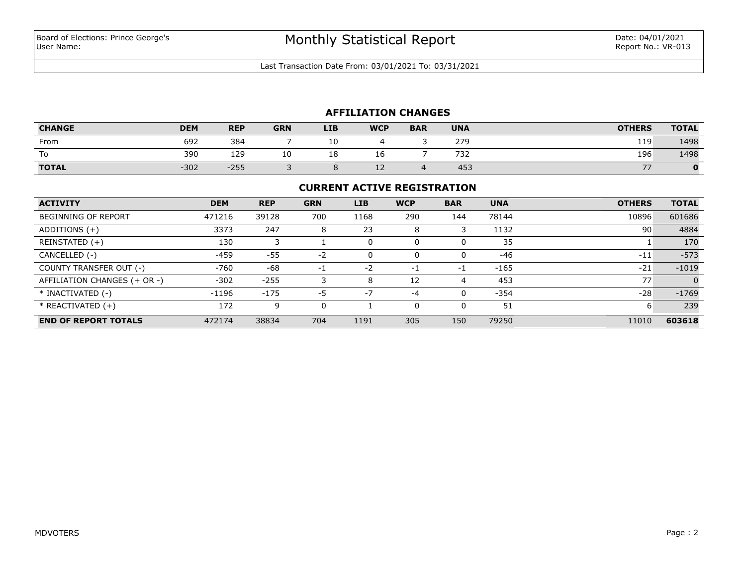Board of Elections: Prince George's
User Name:

# Monthly Statistical Report

Date: 04/01/2021
Report No.: VR-013

Last Transaction Date From: 03/01/2021 To: 03/31/2021

## AFFILIATION CHANGES

| CHANGE | DEM | REP | GRN | LIB | WCP | BAR | UNA | OTHERS | TOTAL |
|---|---|---|---|---|---|---|---|---|---|
| From | 692 | 384 | 7 | 10 | 4 | 3 | 279 | 119 | 1498 |
| To | 390 | 129 | 10 | 18 | 16 | 7 | 732 | 196 | 1498 |
| **TOTAL** | -302 | -255 | 3 | 8 | 12 | 4 | 453 | 77 | **0** |

## CURRENT ACTIVE REGISTRATION

| ACTIVITY | DEM | REP | GRN | LIB | WCP | BAR | UNA | OTHERS | TOTAL |
|---|---|---|---|---|---|---|---|---|---|
| BEGINNING OF REPORT | 471216 | 39128 | 700 | 1168 | 290 | 144 | 78144 | 10896 | 601686 |
| ADDITIONS (+) | 3373 | 247 | 8 | 23 | 8 | 3 | 1132 | 90 | 4884 |
| REINSTATED (+) | 130 | 3 | 1 | 0 | 0 | 0 | 35 | 1 | 170 |
| CANCELLED (-) | -459 | -55 | -2 | 0 | 0 | 0 | -46 | -11 | -573 |
| COUNTY TRANSFER OUT (-) | -760 | -68 | -1 | -2 | -1 | -1 | -165 | -21 | -1019 |
| AFFILIATION CHANGES (+ OR -) | -302 | -255 | 3 | 8 | 12 | 4 | 453 | 77 | 0 |
| * INACTIVATED (-) | -1196 | -175 | -5 | -7 | -4 | 0 | -354 | -28 | -1769 |
| * REACTIVATED (+) | 172 | 9 | 0 | 1 | 0 | 0 | 51 | 6 | 239 |
| **END OF REPORT TOTALS** | 472174 | 38834 | 704 | 1191 | 305 | 150 | 79250 | 11010 | **603618** |

MDVOTERS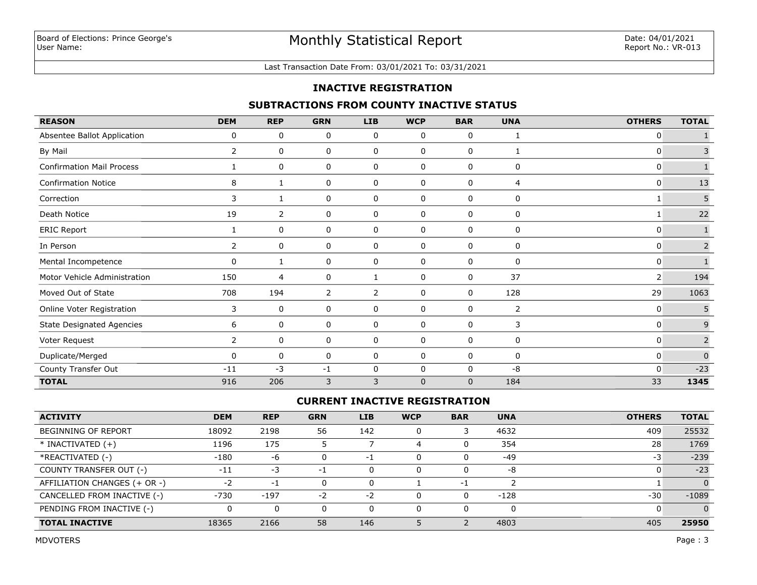Board of Elections: Prince George's
User Name:

# Monthly Statistical Report

Date: 04/01/2021
Report No.: VR-013

Last Transaction Date From: 03/01/2021 To: 03/31/2021

## INACTIVE REGISTRATION

### SUBTRACTIONS FROM COUNTY INACTIVE STATUS

| REASON | DEM | REP | GRN | LIB | WCP | BAR | UNA | OTHERS | TOTAL |
|---|---|---|---|---|---|---|---|---|---|
| Absentee Ballot Application | 0 | 0 | 0 | 0 | 0 | 0 | 1 | 0 | 1 |
| By Mail | 2 | 0 | 0 | 0 | 0 | 0 | 1 | 0 | 3 |
| Confirmation Mail Process | 1 | 0 | 0 | 0 | 0 | 0 | 0 | 0 | 1 |
| Confirmation Notice | 8 | 1 | 0 | 0 | 0 | 0 | 4 | 0 | 13 |
| Correction | 3 | 1 | 0 | 0 | 0 | 0 | 0 | 1 | 5 |
| Death Notice | 19 | 2 | 0 | 0 | 0 | 0 | 0 | 1 | 22 |
| ERIC Report | 1 | 0 | 0 | 0 | 0 | 0 | 0 | 0 | 1 |
| In Person | 2 | 0 | 0 | 0 | 0 | 0 | 0 | 0 | 2 |
| Mental Incompetence | 0 | 1 | 0 | 0 | 0 | 0 | 0 | 0 | 1 |
| Motor Vehicle Administration | 150 | 4 | 0 | 1 | 0 | 0 | 37 | 2 | 194 |
| Moved Out of State | 708 | 194 | 2 | 2 | 0 | 0 | 128 | 29 | 1063 |
| Online Voter Registration | 3 | 0 | 0 | 0 | 0 | 0 | 2 | 0 | 5 |
| State Designated Agencies | 6 | 0 | 0 | 0 | 0 | 0 | 3 | 0 | 9 |
| Voter Request | 2 | 0 | 0 | 0 | 0 | 0 | 0 | 0 | 2 |
| Duplicate/Merged | 0 | 0 | 0 | 0 | 0 | 0 | 0 | 0 | 0 |
| County Transfer Out | -11 | -3 | -1 | 0 | 0 | 0 | -8 | 0 | -23 |
| **TOTAL** | 916 | 206 | 3 | 3 | 0 | 0 | 184 | 33 | **1345** |

### CURRENT INACTIVE REGISTRATION

| ACTIVITY | DEM | REP | GRN | LIB | WCP | BAR | UNA | OTHERS | TOTAL |
|---|---|---|---|---|---|---|---|---|---|
| BEGINNING OF REPORT | 18092 | 2198 | 56 | 142 | 0 | 3 | 4632 | 409 | 25532 |
| * INACTIVATED (+) | 1196 | 175 | 5 | 7 | 4 | 0 | 354 | 28 | 1769 |
| *REACTIVATED (-) | -180 | -6 | 0 | -1 | 0 | 0 | -49 | -3 | -239 |
| COUNTY TRANSFER OUT (-) | -11 | -3 | -1 | 0 | 0 | 0 | -8 | 0 | -23 |
| AFFILIATION CHANGES (+ OR -) | -2 | -1 | 0 | 0 | 1 | -1 | 2 | 1 | 0 |
| CANCELLED FROM INACTIVE (-) | -730 | -197 | -2 | -2 | 0 | 0 | -128 | -30 | -1089 |
| PENDING FROM INACTIVE (-) | 0 | 0 | 0 | 0 | 0 | 0 | 0 | 0 | 0 |
| **TOTAL INACTIVE** | 18365 | 2166 | 58 | 146 | 5 | 2 | 4803 | 405 | **25950** |

MDVOTERS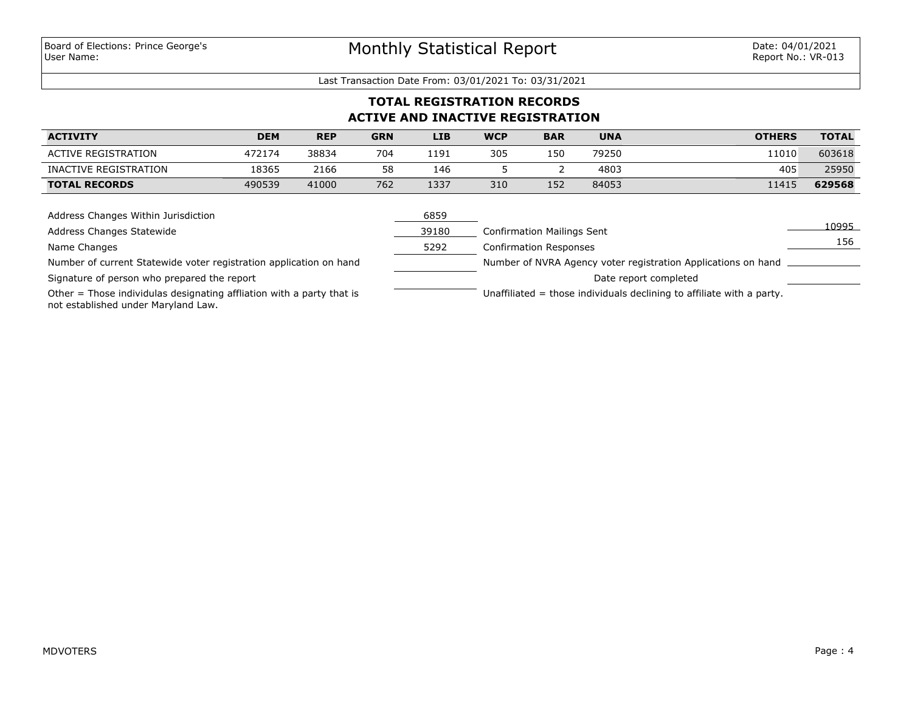Board of Elections: Prince George's
User Name:

# Monthly Statistical Report

Date: 04/01/2021
Report No.: VR-013

Last Transaction Date From: 03/01/2021 To: 03/31/2021

## TOTAL REGISTRATION RECORDS
## ACTIVE AND INACTIVE REGISTRATION

| ACTIVITY | DEM | REP | GRN | LIB | WCP | BAR | UNA | OTHERS | TOTAL |
|---|---|---|---|---|---|---|---|---|---|
| ACTIVE REGISTRATION | 472174 | 38834 | 704 | 1191 | 305 | 150 | 79250 | 11010 | 603618 |
| INACTIVE REGISTRATION | 18365 | 2166 | 58 | 146 | 5 | 2 | 4803 | 405 | 25950 |
| **TOTAL RECORDS** | 490539 | 41000 | 762 | 1337 | 310 | 152 | 84053 | 11415 | **629568** |

| | | | |
|---|---|---|---|
| Address Changes Within Jurisdiction | 6859 | | |
| Address Changes Statewide | 39180 | Confirmation Mailings Sent | 10995 |
| Name Changes | 5292 | Confirmation Responses | 156 |
| Number of current Statewide voter registration application on hand | | Number of NVRA Agency voter registration Applications on hand | |
| Signature of person who prepared the report | | Date report completed | |

Other = Those individulas designating affliation with a party that is not established under Maryland Law.

Unaffiliated = those individuals declining to affiliate with a party.

MDVOTERS